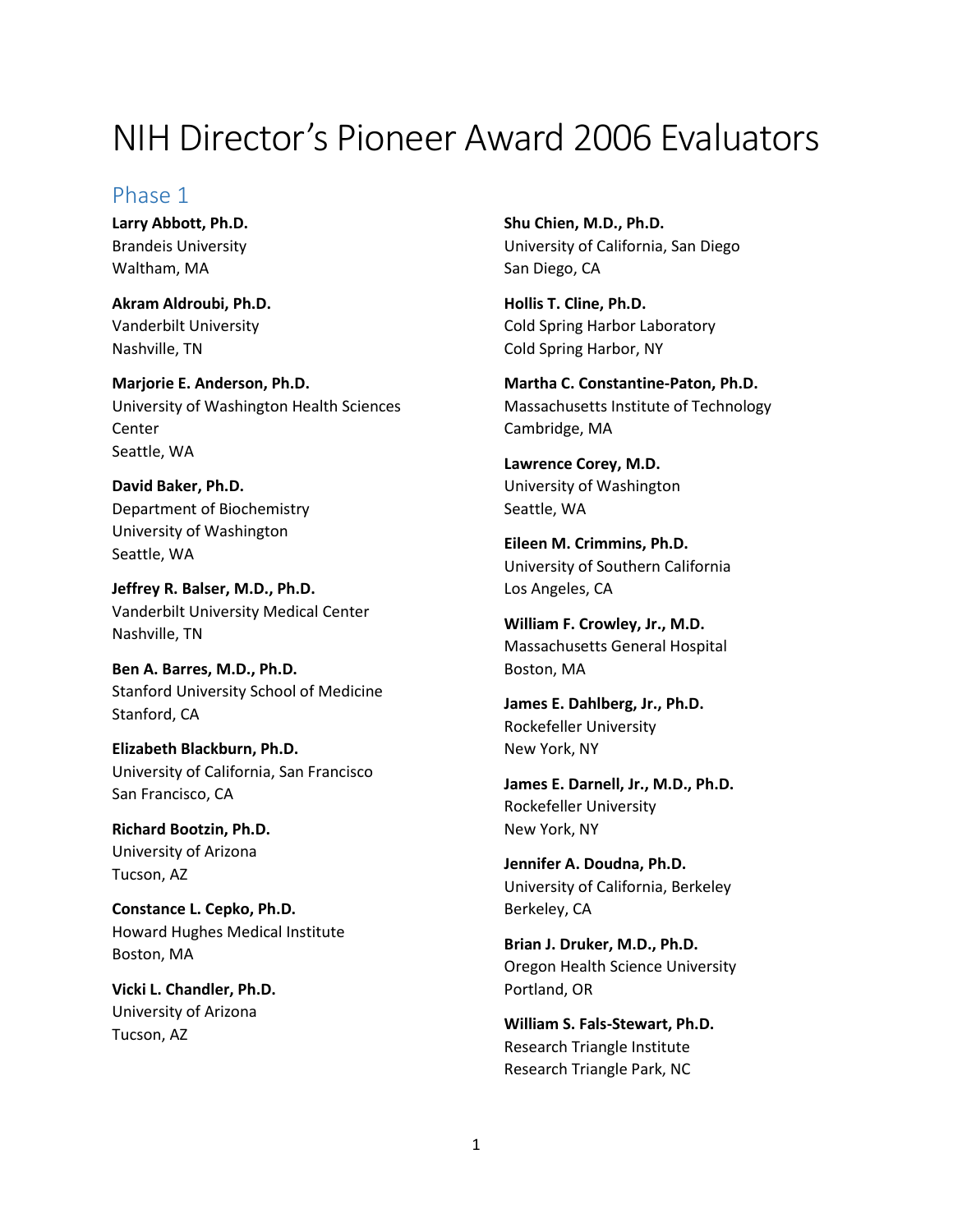# NIH Director's Pioneer Award 2006 Evaluators

## Phase 1

**Larry Abbott, Ph.D.**
Brandeis University
Waltham, MA

**Akram Aldroubi, Ph.D.**
Vanderbilt University
Nashville, TN

**Marjorie E. Anderson, Ph.D.**
University of Washington Health Sciences Center
Seattle, WA

**David Baker, Ph.D.**
Department of Biochemistry
University of Washington
Seattle, WA

**Jeffrey R. Balser, M.D., Ph.D.**
Vanderbilt University Medical Center
Nashville, TN

**Ben A. Barres, M.D., Ph.D.**
Stanford University School of Medicine
Stanford, CA

**Elizabeth Blackburn, Ph.D.**
University of California, San Francisco
San Francisco, CA

**Richard Bootzin, Ph.D.**
University of Arizona
Tucson, AZ

**Constance L. Cepko, Ph.D.**
Howard Hughes Medical Institute
Boston, MA

**Vicki L. Chandler, Ph.D.**
University of Arizona
Tucson, AZ

**Shu Chien, M.D., Ph.D.**
University of California, San Diego
San Diego, CA

**Hollis T. Cline, Ph.D.**
Cold Spring Harbor Laboratory
Cold Spring Harbor, NY

**Martha C. Constantine-Paton, Ph.D.**
Massachusetts Institute of Technology
Cambridge, MA

**Lawrence Corey, M.D.**
University of Washington
Seattle, WA

**Eileen M. Crimmins, Ph.D.**
University of Southern California
Los Angeles, CA

**William F. Crowley, Jr., M.D.**
Massachusetts General Hospital
Boston, MA

**James E. Dahlberg, Jr., Ph.D.**
Rockefeller University
New York, NY

**James E. Darnell, Jr., M.D., Ph.D.**
Rockefeller University
New York, NY

**Jennifer A. Doudna, Ph.D.**
University of California, Berkeley
Berkeley, CA

**Brian J. Druker, M.D., Ph.D.**
Oregon Health Science University
Portland, OR

**William S. Fals-Stewart, Ph.D.**
Research Triangle Institute
Research Triangle Park, NC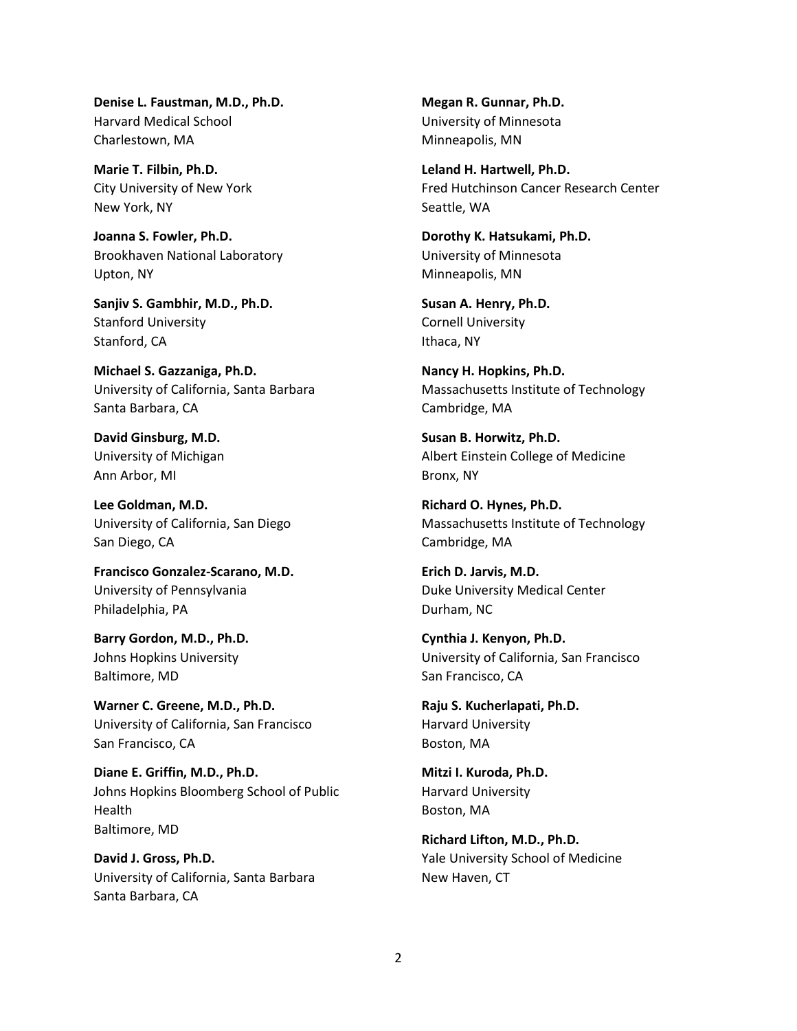**Denise L. Faustman, M.D., Ph.D.**
Harvard Medical School
Charlestown, MA

**Marie T. Filbin, Ph.D.**
City University of New York
New York, NY

**Joanna S. Fowler, Ph.D.**
Brookhaven National Laboratory
Upton, NY

**Sanjiv S. Gambhir, M.D., Ph.D.**
Stanford University
Stanford, CA

**Michael S. Gazzaniga, Ph.D.**
University of California, Santa Barbara
Santa Barbara, CA

**David Ginsburg, M.D.**
University of Michigan
Ann Arbor, MI

**Lee Goldman, M.D.**
University of California, San Diego
San Diego, CA

**Francisco Gonzalez-Scarano, M.D.**
University of Pennsylvania
Philadelphia, PA

**Barry Gordon, M.D., Ph.D.**
Johns Hopkins University
Baltimore, MD

**Warner C. Greene, M.D., Ph.D.**
University of California, San Francisco
San Francisco, CA

**Diane E. Griffin, M.D., Ph.D.**
Johns Hopkins Bloomberg School of Public Health
Baltimore, MD

**David J. Gross, Ph.D.**
University of California, Santa Barbara
Santa Barbara, CA

**Megan R. Gunnar, Ph.D.**
University of Minnesota
Minneapolis, MN

**Leland H. Hartwell, Ph.D.**
Fred Hutchinson Cancer Research Center
Seattle, WA

**Dorothy K. Hatsukami, Ph.D.**
University of Minnesota
Minneapolis, MN

**Susan A. Henry, Ph.D.**
Cornell University
Ithaca, NY

**Nancy H. Hopkins, Ph.D.**
Massachusetts Institute of Technology
Cambridge, MA

**Susan B. Horwitz, Ph.D.**
Albert Einstein College of Medicine
Bronx, NY

**Richard O. Hynes, Ph.D.**
Massachusetts Institute of Technology
Cambridge, MA

**Erich D. Jarvis, M.D.**
Duke University Medical Center
Durham, NC

**Cynthia J. Kenyon, Ph.D.**
University of California, San Francisco
San Francisco, CA

**Raju S. Kucherlapati, Ph.D.**
Harvard University
Boston, MA

**Mitzi I. Kuroda, Ph.D.**
Harvard University
Boston, MA

**Richard Lifton, M.D., Ph.D.**
Yale University School of Medicine
New Haven, CT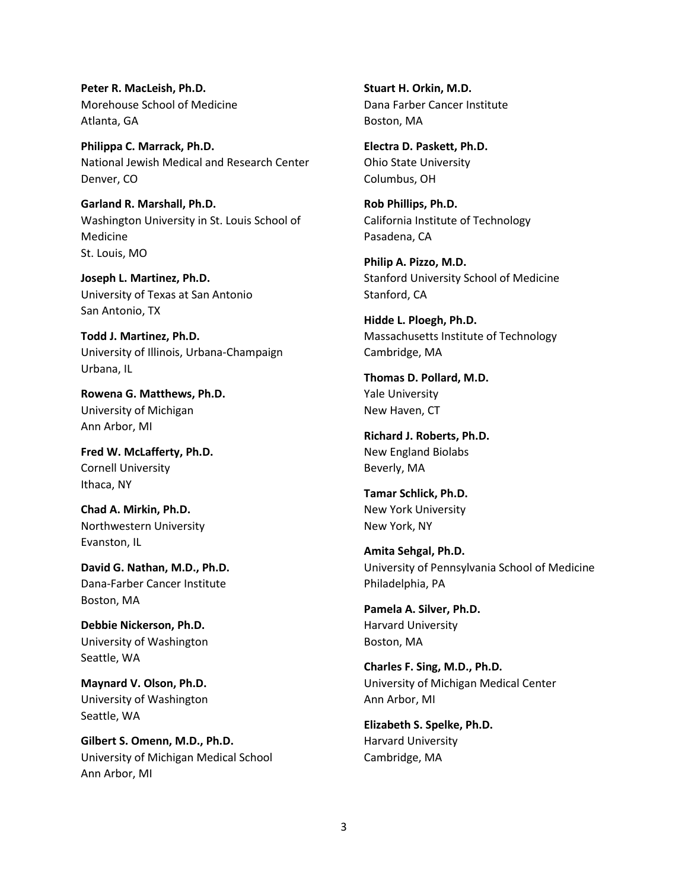**Peter R. MacLeish, Ph.D.**
Morehouse School of Medicine
Atlanta, GA

**Philippa C. Marrack, Ph.D.**
National Jewish Medical and Research Center
Denver, CO

**Garland R. Marshall, Ph.D.**
Washington University in St. Louis School of Medicine
St. Louis, MO

**Joseph L. Martinez, Ph.D.**
University of Texas at San Antonio
San Antonio, TX

**Todd J. Martinez, Ph.D.**
University of Illinois, Urbana-Champaign
Urbana, IL

**Rowena G. Matthews, Ph.D.**
University of Michigan
Ann Arbor, MI

**Fred W. McLafferty, Ph.D.**
Cornell University
Ithaca, NY

**Chad A. Mirkin, Ph.D.**
Northwestern University
Evanston, IL

**David G. Nathan, M.D., Ph.D.**
Dana-Farber Cancer Institute
Boston, MA

**Debbie Nickerson, Ph.D.**
University of Washington
Seattle, WA

**Maynard V. Olson, Ph.D.**
University of Washington
Seattle, WA

**Gilbert S. Omenn, M.D., Ph.D.**
University of Michigan Medical School
Ann Arbor, MI

**Stuart H. Orkin, M.D.**
Dana Farber Cancer Institute
Boston, MA

**Electra D. Paskett, Ph.D.**
Ohio State University
Columbus, OH

**Rob Phillips, Ph.D.**
California Institute of Technology
Pasadena, CA

**Philip A. Pizzo, M.D.**
Stanford University School of Medicine
Stanford, CA

**Hidde L. Ploegh, Ph.D.**
Massachusetts Institute of Technology
Cambridge, MA

**Thomas D. Pollard, M.D.**
Yale University
New Haven, CT

**Richard J. Roberts, Ph.D.**
New England Biolabs
Beverly, MA

**Tamar Schlick, Ph.D.**
New York University
New York, NY

**Amita Sehgal, Ph.D.**
University of Pennsylvania School of Medicine
Philadelphia, PA

**Pamela A. Silver, Ph.D.**
Harvard University
Boston, MA

**Charles F. Sing, M.D., Ph.D.**
University of Michigan Medical Center
Ann Arbor, MI

**Elizabeth S. Spelke, Ph.D.**
Harvard University
Cambridge, MA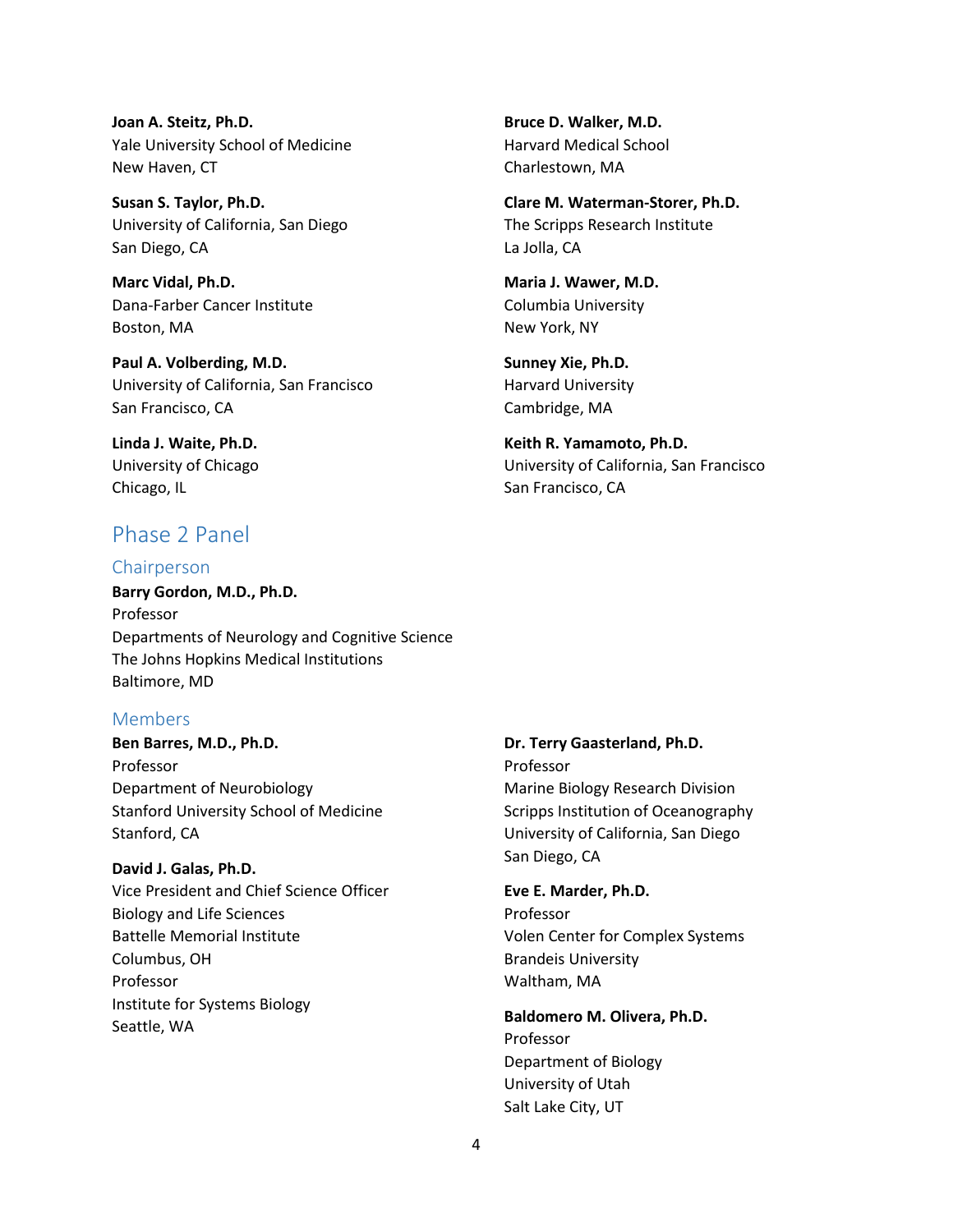**Joan A. Steitz, Ph.D.**
Yale University School of Medicine
New Haven, CT

**Susan S. Taylor, Ph.D.**
University of California, San Diego
San Diego, CA

**Marc Vidal, Ph.D.**
Dana-Farber Cancer Institute
Boston, MA

**Paul A. Volberding, M.D.**
University of California, San Francisco
San Francisco, CA

**Linda J. Waite, Ph.D.**
University of Chicago
Chicago, IL

**Bruce D. Walker, M.D.**
Harvard Medical School
Charlestown, MA

**Clare M. Waterman-Storer, Ph.D.**
The Scripps Research Institute
La Jolla, CA

**Maria J. Wawer, M.D.**
Columbia University
New York, NY

**Sunney Xie, Ph.D.**
Harvard University
Cambridge, MA

**Keith R. Yamamoto, Ph.D.**
University of California, San Francisco
San Francisco, CA

## Phase 2 Panel

### Chairperson

**Barry Gordon, M.D., Ph.D.**
Professor
Departments of Neurology and Cognitive Science
The Johns Hopkins Medical Institutions
Baltimore, MD

### Members

**Ben Barres, M.D., Ph.D.**
Professor
Department of Neurobiology
Stanford University School of Medicine
Stanford, CA

**David J. Galas, Ph.D.**
Vice President and Chief Science Officer
Biology and Life Sciences
Battelle Memorial Institute
Columbus, OH
Professor
Institute for Systems Biology
Seattle, WA

**Dr. Terry Gaasterland, Ph.D.**
Professor
Marine Biology Research Division
Scripps Institution of Oceanography
University of California, San Diego
San Diego, CA

**Eve E. Marder, Ph.D.**
Professor
Volen Center for Complex Systems
Brandeis University
Waltham, MA

**Baldomero M. Olivera, Ph.D.**
Professor
Department of Biology
University of Utah
Salt Lake City, UT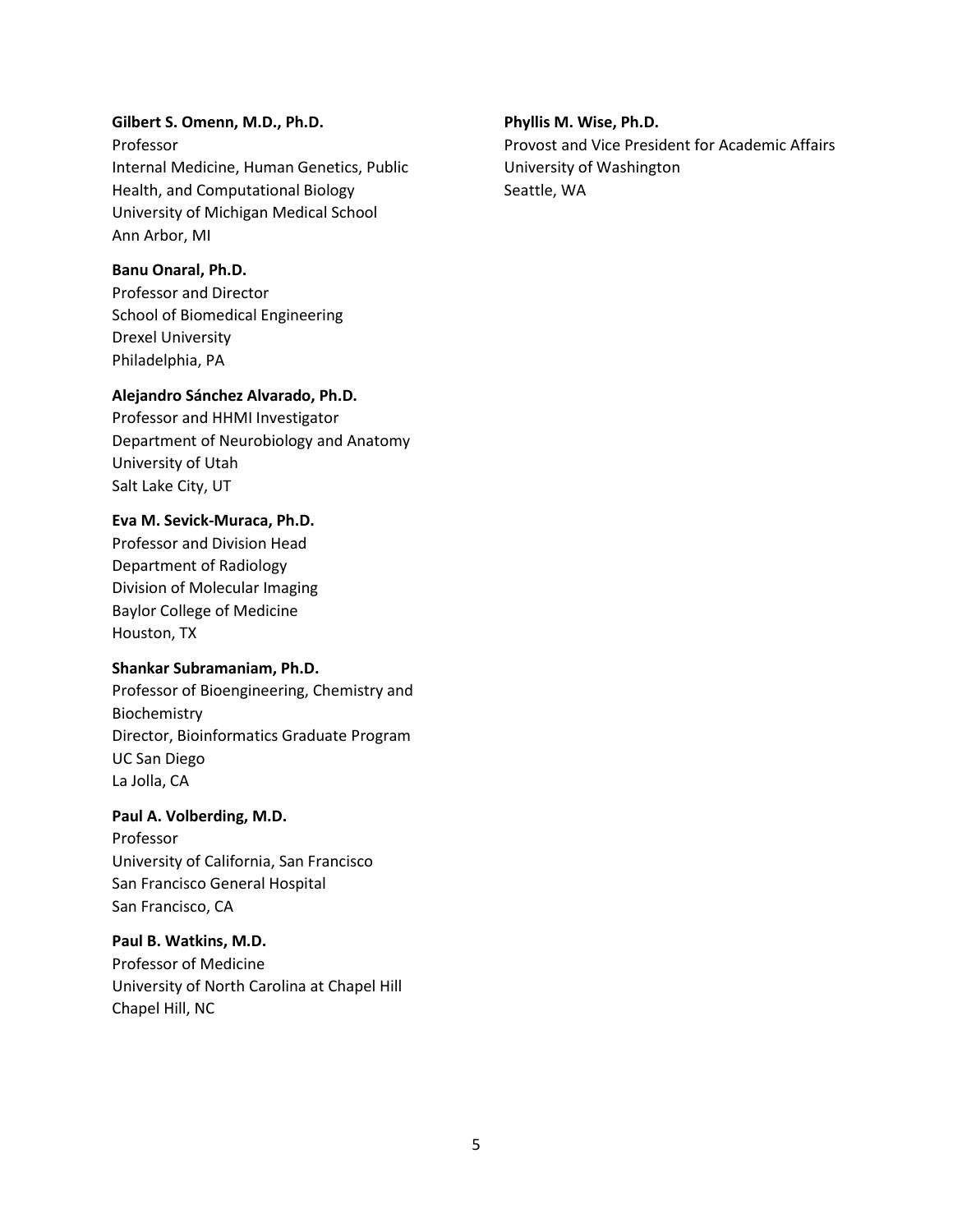**Gilbert S. Omenn, M.D., Ph.D.**
Professor
Internal Medicine, Human Genetics, Public Health, and Computational Biology
University of Michigan Medical School
Ann Arbor, MI

**Banu Onaral, Ph.D.**
Professor and Director
School of Biomedical Engineering
Drexel University
Philadelphia, PA

**Alejandro Sánchez Alvarado, Ph.D.**
Professor and HHMI Investigator
Department of Neurobiology and Anatomy
University of Utah
Salt Lake City, UT

**Eva M. Sevick-Muraca, Ph.D.**
Professor and Division Head
Department of Radiology
Division of Molecular Imaging
Baylor College of Medicine
Houston, TX

**Shankar Subramaniam, Ph.D.**
Professor of Bioengineering, Chemistry and Biochemistry
Director, Bioinformatics Graduate Program
UC San Diego
La Jolla, CA

**Paul A. Volberding, M.D.**
Professor
University of California, San Francisco
San Francisco General Hospital
San Francisco, CA

**Paul B. Watkins, M.D.**
Professor of Medicine
University of North Carolina at Chapel Hill
Chapel Hill, NC

**Phyllis M. Wise, Ph.D.**
Provost and Vice President for Academic Affairs
University of Washington
Seattle, WA